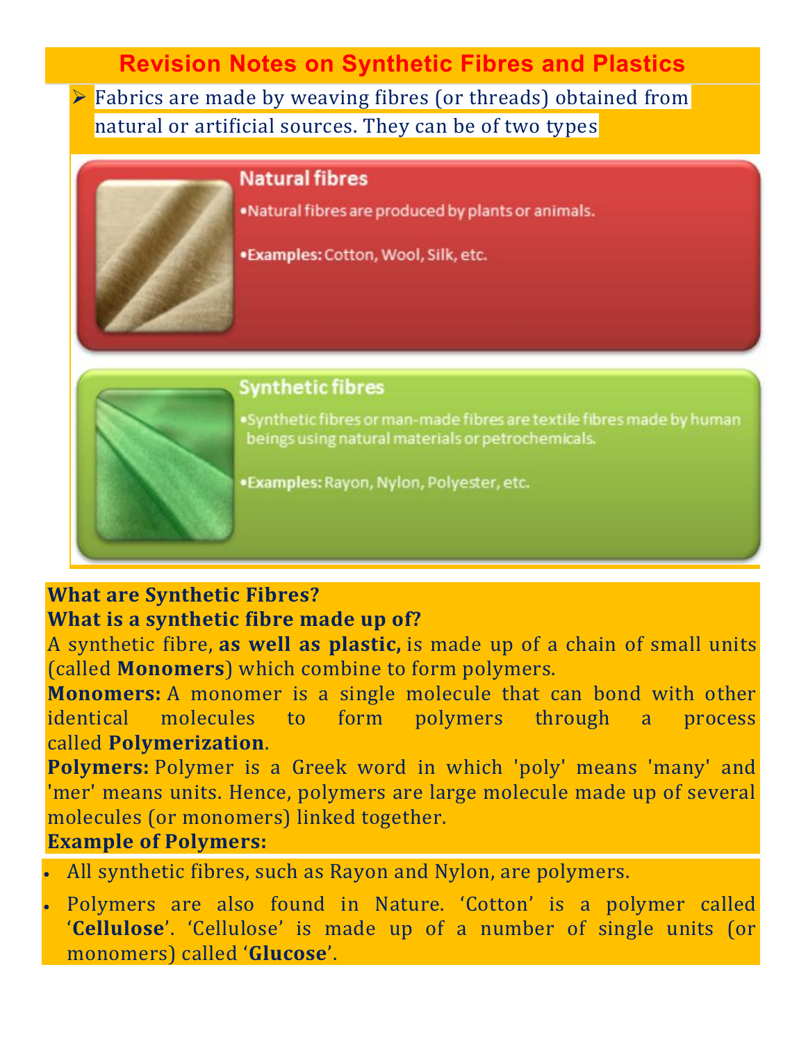# Revision Notes on Synthetic Fibres and Plastics

- Fabrics are made by weaving fibres (or threads) obtained from natural or artificial sources. They can be of two types

**Natural fibres**

- Natural fibres are produced by plants or animals.
- **Examples:** Cotton, Wool, Silk, etc.

**Synthetic fibres**

- Synthetic fibres or man-made fibres are textile fibres made by human beings using natural materials or petrochemicals.
- **Examples:** Rayon, Nylon, Polyester, etc.

**What are Synthetic Fibres?**

**What is a synthetic fibre made up of?**

A synthetic fibre, **as well as plastic,** is made up of a chain of small units (called **Monomers**) which combine to form polymers.

**Monomers:** A monomer is a single molecule that can bond with other identical molecules to form polymers through a process called **Polymerization**.

**Polymers:** Polymer is a Greek word in which 'poly' means 'many' and 'mer' means units. Hence, polymers are large molecule made up of several molecules (or monomers) linked together.

**Example of Polymers:**

- All synthetic fibres, such as Rayon and Nylon, are polymers.
- Polymers are also found in Nature. 'Cotton' is a polymer called '**Cellulose**'. 'Cellulose' is made up of a number of single units (or monomers) called '**Glucose**'.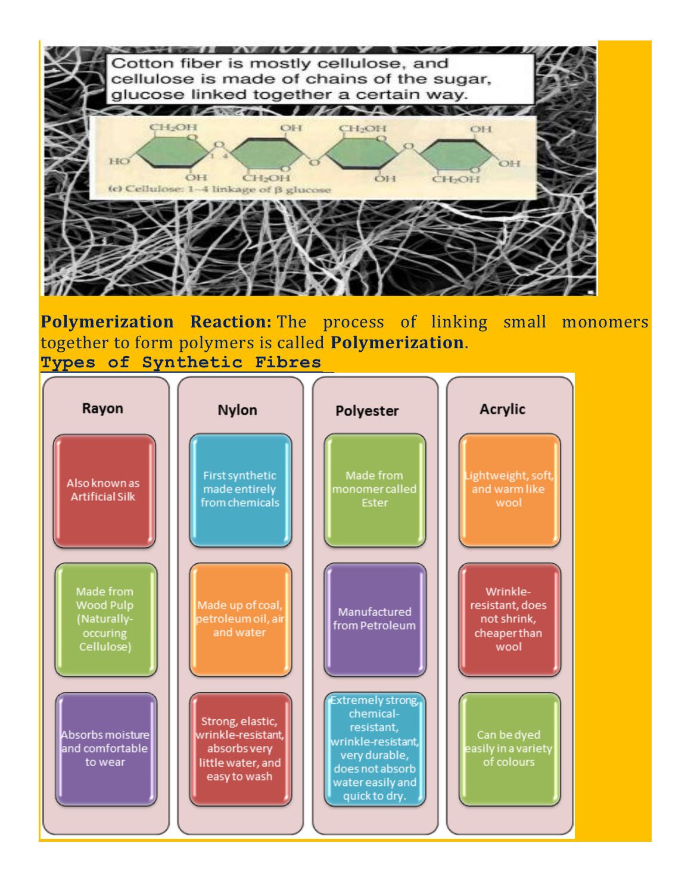Cotton fiber is mostly cellulose, and cellulose is made of chains of the sugar, glucose linked together a certain way.

(c) Cellulose: 1–4 linkage of β glucose

**Polymerization Reaction:** The process of linking small monomers together to form polymers is called **Polymerization**.

## Types of Synthetic Fibres

| Rayon | Nylon | Polyester | Acrylic |
|---|---|---|---|
| Also known as Artificial Silk | First synthetic made entirely from chemicals | Made from monomer called Ester | Lightweight, soft, and warm like wool |
| Made from Wood Pulp (Naturally-occuring Cellulose) | Made up of coal, petroleum oil, air and water | Manufactured from Petroleum | Wrinkle-resistant, does not shrink, cheaper than wool |
| Absorbs moisture and comfortable to wear | Strong, elastic, wrinkle-resistant, absorbs very little water, and easy to wash | Extremely strong, chemical-resistant, wrinkle-resistant, very durable, does not absorb water easily and quick to dry. | Can be dyed easily in a variety of colours |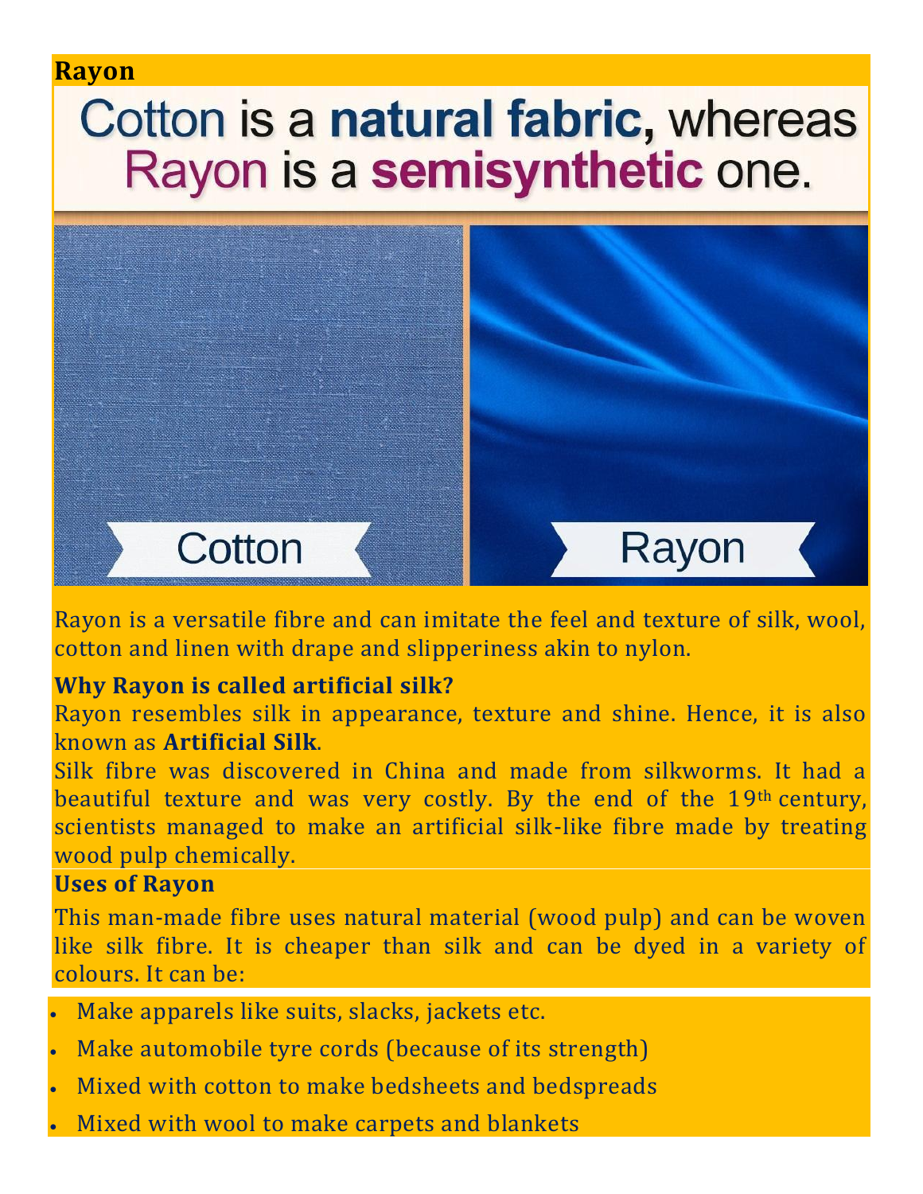**Rayon**

Cotton is a **natural fabric,** whereas Rayon is a **semisynthetic** one.

Cotton

Rayon

Rayon is a versatile fibre and can imitate the feel and texture of silk, wool, cotton and linen with drape and slipperiness akin to nylon.

**Why Rayon is called artificial silk?**

Rayon resembles silk in appearance, texture and shine. Hence, it is also known as **Artificial Silk**.

Silk fibre was discovered in China and made from silkworms. It had a beautiful texture and was very costly. By the end of the 19th century, scientists managed to make an artificial silk-like fibre made by treating wood pulp chemically.

**Uses of Rayon**

This man-made fibre uses natural material (wood pulp) and can be woven like silk fibre. It is cheaper than silk and can be dyed in a variety of colours. It can be:

- Make apparels like suits, slacks, jackets etc.
- Make automobile tyre cords (because of its strength)
- Mixed with cotton to make bedsheets and bedspreads
- Mixed with wool to make carpets and blankets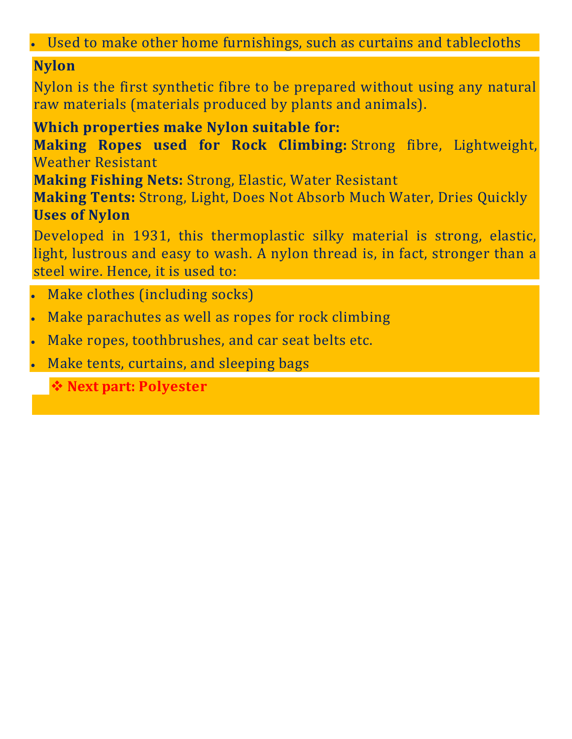- Used to make other home furnishings, such as curtains and tablecloths

**Nylon**

Nylon is the first synthetic fibre to be prepared without using any natural raw materials (materials produced by plants and animals).

**Which properties make Nylon suitable for:**

**Making Ropes used for Rock Climbing:** Strong fibre, Lightweight, Weather Resistant

**Making Fishing Nets:** Strong, Elastic, Water Resistant

**Making Tents:** Strong, Light, Does Not Absorb Much Water, Dries Quickly

**Uses of Nylon**

Developed in 1931, this thermoplastic silky material is strong, elastic, light, lustrous and easy to wash. A nylon thread is, in fact, stronger than a steel wire. Hence, it is used to:

- Make clothes (including socks)
- Make parachutes as well as ropes for rock climbing
- Make ropes, toothbrushes, and car seat belts etc.
- Make tents, curtains, and sleeping bags

❖ **Next part: Polyester**